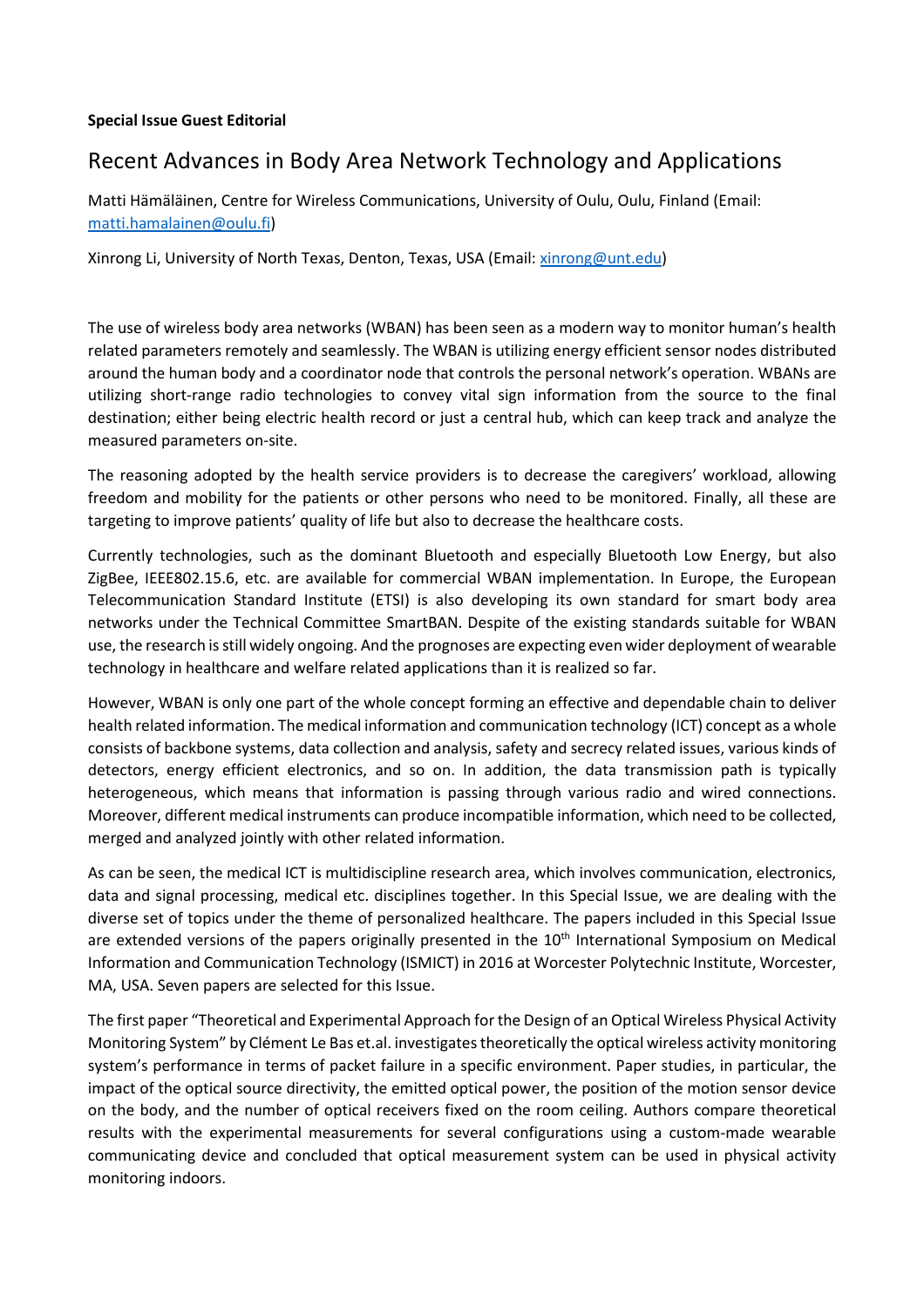**Special Issue Guest Editorial**

# Recent Advances in Body Area Network Technology and Applications

Matti Hämäläinen, Centre for Wireless Communications, University of Oulu, Oulu, Finland (Email: matti.hamalainen@oulu.fi)

Xinrong Li, University of North Texas, Denton, Texas, USA (Email: xinrong@unt.edu)

The use of wireless body area networks (WBAN) has been seen as a modern way to monitor human's health related parameters remotely and seamlessly. The WBAN is utilizing energy efficient sensor nodes distributed around the human body and a coordinator node that controls the personal network's operation. WBANs are utilizing short-range radio technologies to convey vital sign information from the source to the final destination; either being electric health record or just a central hub, which can keep track and analyze the measured parameters on-site.

The reasoning adopted by the health service providers is to decrease the caregivers' workload, allowing freedom and mobility for the patients or other persons who need to be monitored. Finally, all these are targeting to improve patients' quality of life but also to decrease the healthcare costs.

Currently technologies, such as the dominant Bluetooth and especially Bluetooth Low Energy, but also ZigBee, IEEE802.15.6, etc. are available for commercial WBAN implementation. In Europe, the European Telecommunication Standard Institute (ETSI) is also developing its own standard for smart body area networks under the Technical Committee SmartBAN. Despite of the existing standards suitable for WBAN use, the research is still widely ongoing. And the prognoses are expecting even wider deployment of wearable technology in healthcare and welfare related applications than it is realized so far.

However, WBAN is only one part of the whole concept forming an effective and dependable chain to deliver health related information. The medical information and communication technology (ICT) concept as a whole consists of backbone systems, data collection and analysis, safety and secrecy related issues, various kinds of detectors, energy efficient electronics, and so on. In addition, the data transmission path is typically heterogeneous, which means that information is passing through various radio and wired connections. Moreover, different medical instruments can produce incompatible information, which need to be collected, merged and analyzed jointly with other related information.

As can be seen, the medical ICT is multidiscipline research area, which involves communication, electronics, data and signal processing, medical etc. disciplines together. In this Special Issue, we are dealing with the diverse set of topics under the theme of personalized healthcare. The papers included in this Special Issue are extended versions of the papers originally presented in the 10th International Symposium on Medical Information and Communication Technology (ISMICT) in 2016 at Worcester Polytechnic Institute, Worcester, MA, USA. Seven papers are selected for this Issue.

The first paper "Theoretical and Experimental Approach for the Design of an Optical Wireless Physical Activity Monitoring System" by Clément Le Bas et.al. investigates theoretically the optical wireless activity monitoring system's performance in terms of packet failure in a specific environment. Paper studies, in particular, the impact of the optical source directivity, the emitted optical power, the position of the motion sensor device on the body, and the number of optical receivers fixed on the room ceiling. Authors compare theoretical results with the experimental measurements for several configurations using a custom-made wearable communicating device and concluded that optical measurement system can be used in physical activity monitoring indoors.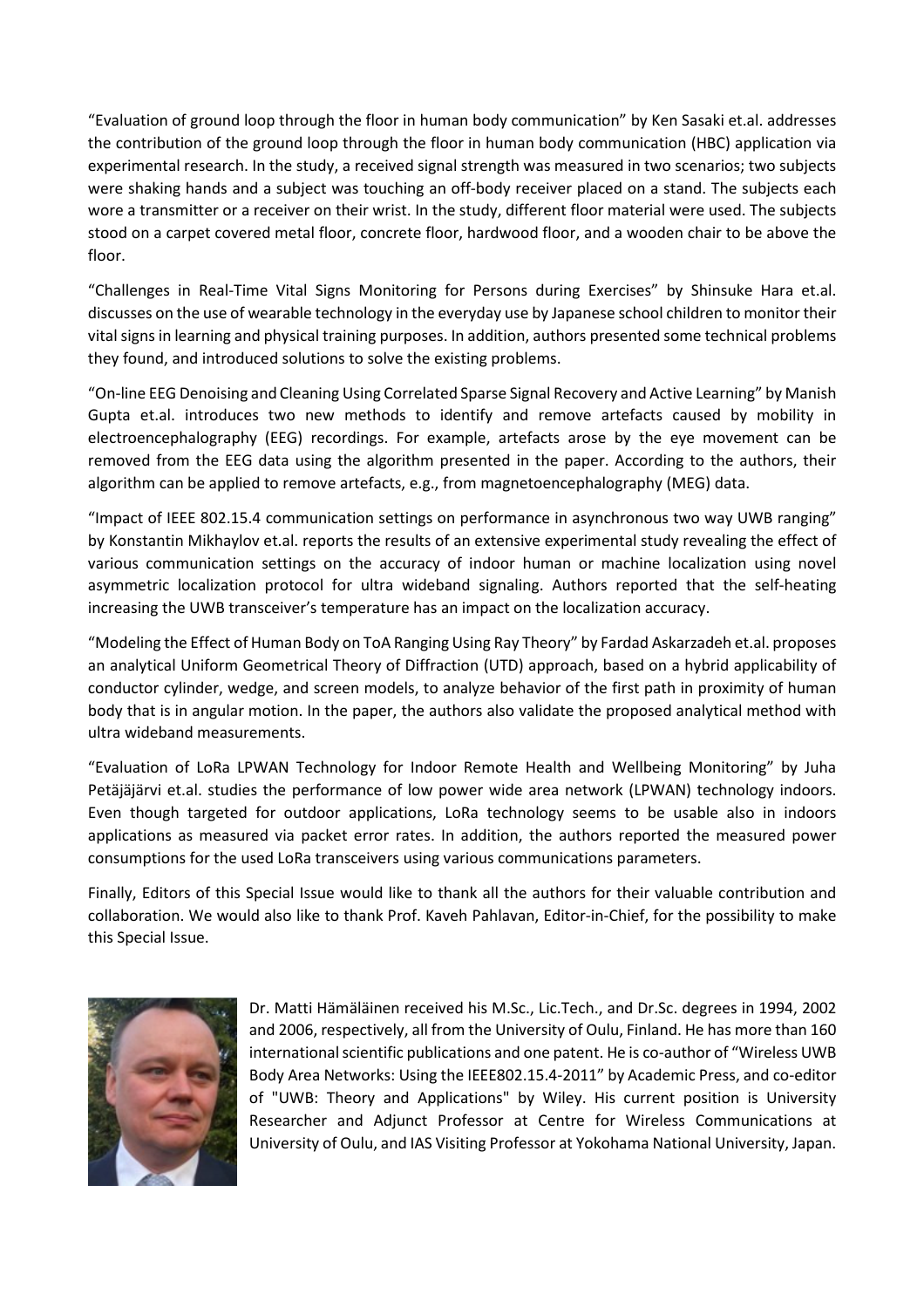"Evaluation of ground loop through the floor in human body communication" by Ken Sasaki et.al. addresses the contribution of the ground loop through the floor in human body communication (HBC) application via experimental research. In the study, a received signal strength was measured in two scenarios; two subjects were shaking hands and a subject was touching an off-body receiver placed on a stand. The subjects each wore a transmitter or a receiver on their wrist. In the study, different floor material were used. The subjects stood on a carpet covered metal floor, concrete floor, hardwood floor, and a wooden chair to be above the floor.

"Challenges in Real-Time Vital Signs Monitoring for Persons during Exercises" by Shinsuke Hara et.al. discusses on the use of wearable technology in the everyday use by Japanese school children to monitor their vital signs in learning and physical training purposes. In addition, authors presented some technical problems they found, and introduced solutions to solve the existing problems.

"On-line EEG Denoising and Cleaning Using Correlated Sparse Signal Recovery and Active Learning" by Manish Gupta et.al. introduces two new methods to identify and remove artefacts caused by mobility in electroencephalography (EEG) recordings. For example, artefacts arose by the eye movement can be removed from the EEG data using the algorithm presented in the paper. According to the authors, their algorithm can be applied to remove artefacts, e.g., from magnetoencephalography (MEG) data.

"Impact of IEEE 802.15.4 communication settings on performance in asynchronous two way UWB ranging" by Konstantin Mikhaylov et.al. reports the results of an extensive experimental study revealing the effect of various communication settings on the accuracy of indoor human or machine localization using novel asymmetric localization protocol for ultra wideband signaling. Authors reported that the self-heating increasing the UWB transceiver's temperature has an impact on the localization accuracy.

"Modeling the Effect of Human Body on ToA Ranging Using Ray Theory" by Fardad Askarzadeh et.al. proposes an analytical Uniform Geometrical Theory of Diffraction (UTD) approach, based on a hybrid applicability of conductor cylinder, wedge, and screen models, to analyze behavior of the first path in proximity of human body that is in angular motion. In the paper, the authors also validate the proposed analytical method with ultra wideband measurements.

"Evaluation of LoRa LPWAN Technology for Indoor Remote Health and Wellbeing Monitoring" by Juha Petäjäjärvi et.al. studies the performance of low power wide area network (LPWAN) technology indoors. Even though targeted for outdoor applications, LoRa technology seems to be usable also in indoors applications as measured via packet error rates. In addition, the authors reported the measured power consumptions for the used LoRa transceivers using various communications parameters.

Finally, Editors of this Special Issue would like to thank all the authors for their valuable contribution and collaboration. We would also like to thank Prof. Kaveh Pahlavan, Editor-in-Chief, for the possibility to make this Special Issue.

Dr. Matti Hämäläinen received his M.Sc., Lic.Tech., and Dr.Sc. degrees in 1994, 2002 and 2006, respectively, all from the University of Oulu, Finland. He has more than 160 international scientific publications and one patent. He is co-author of "Wireless UWB Body Area Networks: Using the IEEE802.15.4-2011" by Academic Press, and co-editor of "UWB: Theory and Applications" by Wiley. His current position is University Researcher and Adjunct Professor at Centre for Wireless Communications at University of Oulu, and IAS Visiting Professor at Yokohama National University, Japan.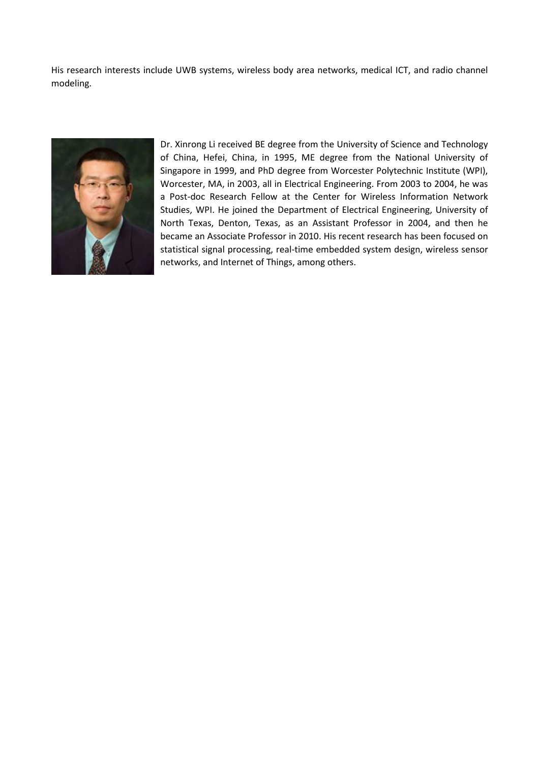His research interests include UWB systems, wireless body area networks, medical ICT, and radio channel modeling.

Dr. Xinrong Li received BE degree from the University of Science and Technology of China, Hefei, China, in 1995, ME degree from the National University of Singapore in 1999, and PhD degree from Worcester Polytechnic Institute (WPI), Worcester, MA, in 2003, all in Electrical Engineering. From 2003 to 2004, he was a Post-doc Research Fellow at the Center for Wireless Information Network Studies, WPI. He joined the Department of Electrical Engineering, University of North Texas, Denton, Texas, as an Assistant Professor in 2004, and then he became an Associate Professor in 2010. His recent research has been focused on statistical signal processing, real-time embedded system design, wireless sensor networks, and Internet of Things, among others.